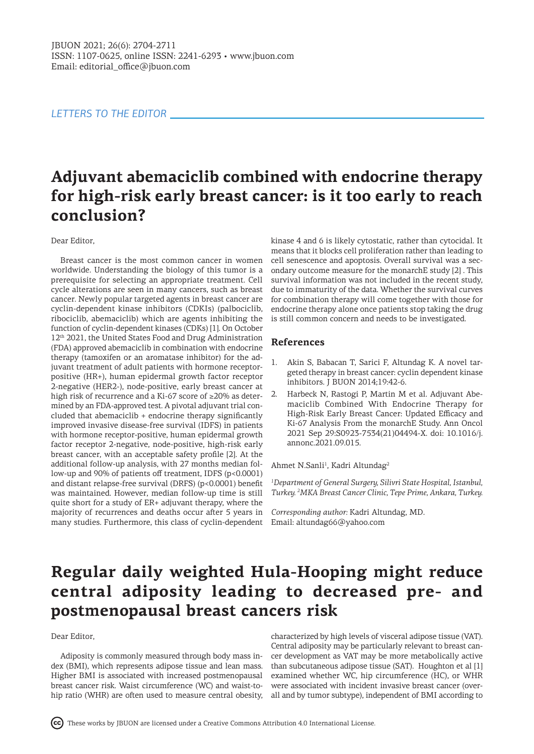*LETTERS TO THE EDITOR*

# Adjuvant abemaciclib combined with endocrine therapy for high-risk early breast cancer: is it too early to reach conclusion?

Dear Editor,

Breast cancer is the most common cancer in women worldwide. Understanding the biology of this tumor is a prerequisite for selecting an appropriate treatment. Cell cycle alterations are seen in many cancers, such as breast cancer. Newly popular targeted agents in breast cancer are cyclin-dependent kinase inhibitors (CDKIs) (palbociclib, ribociclib, abemaciclib) which are agents inhibiting the function of cyclin-dependent kinases (CDKs) [1]. On October 12th 2021, the United States Food and Drug Administration (FDA) approved abemaciclib in combination with endocrine therapy (tamoxifen or an aromatase inhibitor) for the adjuvant treatment of adult patients with hormone receptor-positive (HR+), human epidermal growth factor receptor 2-negative (HER2-), node-positive, early breast cancer at high risk of recurrence and a Ki-67 score of ≥20% as determined by an FDA-approved test. A pivotal adjuvant trial concluded that abemaciclib + endocrine therapy significantly improved invasive disease-free survival (IDFS) in patients with hormone receptor-positive, human epidermal growth factor receptor 2-negative, node-positive, high-risk early breast cancer, with an acceptable safety profile [2]. At the additional follow-up analysis, with 27 months median follow-up and 90% of patients off treatment, IDFS ($p<0.0001$) and distant relapse-free survival (DRFS) ($p<0.0001$) benefit was maintained. However, median follow-up time is still quite short for a study of ER+ adjuvant therapy, where the majority of recurrences and deaths occur after 5 years in many studies. Furthermore, this class of cyclin-dependent kinase 4 and 6 is likely cytostatic, rather than cytocidal. It means that it blocks cell proliferation rather than leading to cell senescence and apoptosis. Overall survival was a secondary outcome measure for the monarchE study [2] . This survival information was not included in the recent study, due to immaturity of the data. Whether the survival curves for combination therapy will come together with those for endocrine therapy alone once patients stop taking the drug is still common concern and needs to be investigated.

## References

1. Akin S, Babacan T, Sarici F, Altundag K. A novel targeted therapy in breast cancer: cyclin dependent kinase inhibitors. J BUON 2014;19:42-6.
2. Harbeck N, Rastogi P, Martin M et al. Adjuvant Abemaciclib Combined With Endocrine Therapy for High-Risk Early Breast Cancer: Updated Efficacy and Ki-67 Analysis From the monarchE Study. Ann Oncol 2021 Sep 29:S0923-7534(21)04494-X. doi: 10.1016/j.annonc.2021.09.015.

Ahmet N.Sanli[1], Kadri Altundag[2]

*[1]Department of General Surgery, Silivri State Hospital, Istanbul, Turkey. [2]MKA Breast Cancer Clinic, Tepe Prime, Ankara, Turkey.*

*Corresponding author:* Kadri Altundag, MD.
Email: altundag66@yahoo.com

# Regular daily weighted Hula-Hooping might reduce central adiposity leading to decreased pre- and postmenopausal breast cancers risk

Dear Editor,

Adiposity is commonly measured through body mass index (BMI), which represents adipose tissue and lean mass. Higher BMI is associated with increased postmenopausal breast cancer risk. Waist circumference (WC) and waist-to-hip ratio (WHR) are often used to measure central obesity, characterized by high levels of visceral adipose tissue (VAT). Central adiposity may be particularly relevant to breast cancer development as VAT may be more metabolically active than subcutaneous adipose tissue (SAT). Houghton et al [1] examined whether WC, hip circumference (HC), or WHR were associated with incident invasive breast cancer (overall and by tumor subtype), independent of BMI according to

These works by JBUON are licensed under a Creative Commons Attribution 4.0 International License.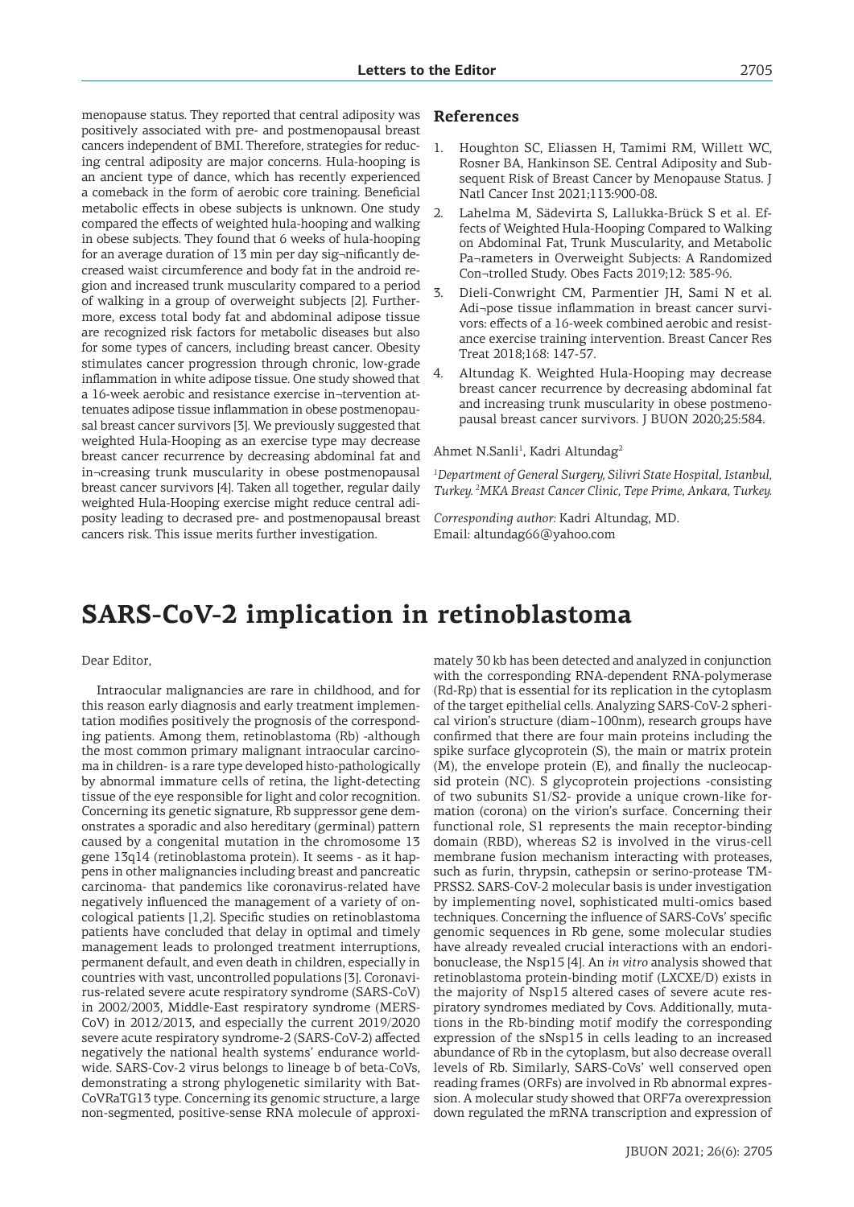menopause status. They reported that central adiposity was positively associated with pre- and postmenopausal breast cancers independent of BMI. Therefore, strategies for reducing central adiposity are major concerns. Hula-hooping is an ancient type of dance, which has recently experienced a comeback in the form of aerobic core training. Beneficial metabolic effects in obese subjects is unknown. One study compared the effects of weighted hula-hooping and walking in obese subjects. They found that 6 weeks of hula-hooping for an average duration of 13 min per day sig¬nificantly decreased waist circumference and body fat in the android region and increased trunk muscularity compared to a period of walking in a group of overweight subjects [2]. Furthermore, excess total body fat and abdominal adipose tissue are recognized risk factors for metabolic diseases but also for some types of cancers, including breast cancer. Obesity stimulates cancer progression through chronic, low-grade inflammation in white adipose tissue. One study showed that a 16-week aerobic and resistance exercise in¬tervention attenuates adipose tissue inflammation in obese postmenopausal breast cancer survivors [3]. We previously suggested that weighted Hula-Hooping as an exercise type may decrease breast cancer recurrence by decreasing abdominal fat and in¬creasing trunk muscularity in obese postmenopausal breast cancer survivors [4]. Taken all together, regular daily weighted Hula-Hooping exercise might reduce central adiposity leading to decrased pre- and postmenopausal breast cancers risk. This issue merits further investigation.

## References

1. Houghton SC, Eliassen H, Tamimi RM, Willett WC, Rosner BA, Hankinson SE. Central Adiposity and Subsequent Risk of Breast Cancer by Menopause Status. J Natl Cancer Inst 2021;113:900-08.
2. Lahelma M, Sädevirta S, Lallukka-Brück S et al. Effects of Weighted Hula-Hooping Compared to Walking on Abdominal Fat, Trunk Muscularity, and Metabolic Pa¬rameters in Overweight Subjects: A Randomized Con¬trolled Study. Obes Facts 2019;12: 385-96.
3. Dieli-Conwright CM, Parmentier JH, Sami N et al. Adi¬pose tissue inflammation in breast cancer survivors: effects of a 16-week combined aerobic and resistance exercise training intervention. Breast Cancer Res Treat 2018;168: 147-57.
4. Altundag K. Weighted Hula-Hooping may decrease breast cancer recurrence by decreasing abdominal fat and increasing trunk muscularity in obese postmenopausal breast cancer survivors. J BUON 2020;25:584.

Ahmet N.Sanli[1], Kadri Altundag[2]

*[1]Department of General Surgery, Silivri State Hospital, Istanbul, Turkey. [2]MKA Breast Cancer Clinic, Tepe Prime, Ankara, Turkey.*

*Corresponding author:* Kadri Altundag, MD.
Email: altundag66@yahoo.com

# SARS-CoV-2 implication in retinoblastoma

Dear Editor,

Intraocular malignancies are rare in childhood, and for this reason early diagnosis and early treatment implementation modifies positively the prognosis of the corresponding patients. Among them, retinoblastoma (Rb) -although the most common primary malignant intraocular carcinoma in children- is a rare type developed histo-pathologically by abnormal immature cells of retina, the light-detecting tissue of the eye responsible for light and color recognition. Concerning its genetic signature, Rb suppressor gene demonstrates a sporadic and also hereditary (germinal) pattern caused by a congenital mutation in the chromosome 13 gene 13q14 (retinoblastoma protein). It seems - as it happens in other malignancies including breast and pancreatic carcinoma- that pandemics like coronavirus-related have negatively influenced the management of a variety of oncological patients [1,2]. Specific studies on retinoblastoma patients have concluded that delay in optimal and timely management leads to prolonged treatment interruptions, permanent default, and even death in children, especially in countries with vast, uncontrolled populations [3]. Coronavirus-related severe acute respiratory syndrome (SARS-CoV) in 2002/2003, Middle-East respiratory syndrome (MERS-CoV) in 2012/2013, and especially the current 2019/2020 severe acute respiratory syndrome-2 (SARS-CoV-2) affected negatively the national health systems' endurance worldwide. SARS-Cov-2 virus belongs to lineage b of beta-CoVs, demonstrating a strong phylogenetic similarity with Bat-CoVRaTG13 type. Concerning its genomic structure, a large non-segmented, positive-sense RNA molecule of approximately 30 kb has been detected and analyzed in conjunction with the corresponding RNA-dependent RNA-polymerase (Rd-Rp) that is essential for its replication in the cytoplasm of the target epithelial cells. Analyzing SARS-CoV-2 spherical virion's structure (diam~100nm), research groups have confirmed that there are four main proteins including the spike surface glycoprotein (S), the main or matrix protein (M), the envelope protein (E), and finally the nucleocapsid protein (NC). S glycoprotein projections -consisting of two subunits S1/S2- provide a unique crown-like formation (corona) on the virion's surface. Concerning their functional role, S1 represents the main receptor-binding domain (RBD), whereas S2 is involved in the virus-cell membrane fusion mechanism interacting with proteases, such as furin, thrypsin, cathepsin or serino-protease TMPRSS2. SARS-CoV-2 molecular basis is under investigation by implementing novel, sophisticated multi-omics based techniques. Concerning the influence of SARS-CoVs' specific genomic sequences in Rb gene, some molecular studies have already revealed crucial interactions with an endoribonuclease, the Nsp15 [4]. An *in vitro* analysis showed that retinoblastoma protein-binding motif (LXCXE/D) exists in the majority of Nsp15 altered cases of severe acute respiratory syndromes mediated by Covs. Additionally, mutations in the Rb-binding motif modify the corresponding expression of the sNsp15 in cells leading to an increased abundance of Rb in the cytoplasm, but also decrease overall levels of Rb. Similarly, SARS-CoVs' well conserved open reading frames (ORFs) are involved in Rb abnormal expression. A molecular study showed that ORF7a overexpression down regulated the mRNA transcription and expression of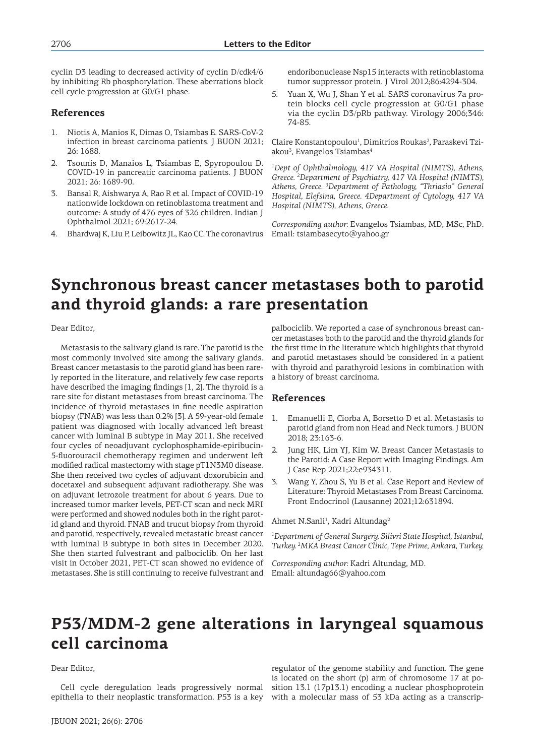cyclin D3 leading to decreased activity of cyclin D/cdk4/6 by inhibiting Rb phosphorylation. These aberrations block cell cycle progression at G0/G1 phase.

### References

1. Niotis A, Manios K, Dimas O, Tsiambas E. SARS-CoV-2 infection in breast carcinoma patients. J BUON 2021; 26: 1688.
2. Tsounis D, Manaios L, Tsiambas E, Spyropoulou D. COVID-19 in pancreatic carcinoma patients. J BUON 2021; 26: 1689-90.
3. Bansal R, Aishwarya A, Rao R et al. Impact of COVID-19 nationwide lockdown on retinoblastoma treatment and outcome: A study of 476 eyes of 326 children. Indian J Ophthalmol 2021; 69:2617-24.
4. Bhardwaj K, Liu P, Leibowitz JL, Kao CC. The coronavirus endoribonuclease Nsp15 interacts with retinoblastoma tumor suppressor protein. J Virol 2012;86:4294-304.
5. Yuan X, Wu J, Shan Y et al. SARS coronavirus 7a protein blocks cell cycle progression at G0/G1 phase via the cyclin D3/pRb pathway. Virology 2006;346: 74-85.

Claire Konstantopoulou[1], Dimitrios Roukas[2], Paraskevi Tziakou[3], Evangelos Tsiambas[4]

*[1]Dept of Ophthalmology, 417 VA Hospital (NIMTS), Athens, Greece. [2]Department of Psychiatry, 417 VA Hospital (NIMTS), Athens, Greece. [3]Department of Pathology, "Thriasio" General Hospital, Elefsina, Greece. 4Department of Cytology, 417 VA Hospital (NIMTS), Athens, Greece.*

*Corresponding author:* Evangelos Tsiambas, MD, MSc, PhD. Email: tsiambasecyto@yahoo.gr

# Synchronous breast cancer metastases both to parotid and thyroid glands: a rare presentation

Dear Editor,

Metastasis to the salivary gland is rare. The parotid is the most commonly involved site among the salivary glands. Breast cancer metastasis to the parotid gland has been rarely reported in the literature, and relatively few case reports have described the imaging findings [1, 2]. The thyroid is a rare site for distant metastases from breast carcinoma. The incidence of thyroid metastases in fine needle aspiration biopsy (FNAB) was less than 0.2% [3]. A 59-year-old female patient was diagnosed with locally advanced left breast cancer with luminal B subtype in May 2011. She received four cycles of neoadjuvant cyclophosphamide-epiribucin-5-fluorouracil chemotherapy regimen and underwent left modified radical mastectomy with stage pT1N3M0 disease. She then received two cycles of adjuvant doxorubicin and docetaxel and subsequent adjuvant radiotherapy. She was on adjuvant letrozole treatment for about 6 years. Due to increased tumor marker levels, PET-CT scan and neck MRI were performed and showed nodules both in the right parotid gland and thyroid. FNAB and trucut biopsy from thyroid and parotid, respectively, revealed metastatic breast cancer with luminal B subtype in both sites in December 2020. She then started fulvestrant and palbociclib. On her last visit in October 2021, PET-CT scan showed no evidence of metastases. She is still continuing to receive fulvestrant and palbociclib. We reported a case of synchronous breast cancer metastases both to the parotid and the thyroid glands for the first time in the literature which highlights that thyroid and parotid metastases should be considered in a patient with thyroid and parathyroid lesions in combination with a history of breast carcinoma.

### References

1. Emanuelli E, Ciorba A, Borsetto D et al. Metastasis to parotid gland from non Head and Neck tumors. J BUON 2018; 23:163-6.
2. Jung HK, Lim YJ, Kim W. Breast Cancer Metastasis to the Parotid: A Case Report with Imaging Findings. Am J Case Rep 2021;22:e934311.
3. Wang Y, Zhou S, Yu B et al. Case Report and Review of Literature: Thyroid Metastases From Breast Carcinoma. Front Endocrinol (Lausanne) 2021;12:631894.

Ahmet N.Sanli[1], Kadri Altundag[2]

*[1]Department of General Surgery, Silivri State Hospital, Istanbul, Turkey. [2]MKA Breast Cancer Clinic, Tepe Prime, Ankara, Turkey.*

*Corresponding author:* Kadri Altundag, MD. Email: altundag66@yahoo.com

# P53/MDM-2 gene alterations in laryngeal squamous cell carcinoma

Dear Editor,

Cell cycle deregulation leads progressively normal epithelia to their neoplastic transformation. P53 is a key regulator of the genome stability and function. The gene is located on the short (p) arm of chromosome 17 at position 13.1 (17p13.1) encoding a nuclear phosphoprotein with a molecular mass of 53 kDa acting as a transcrip-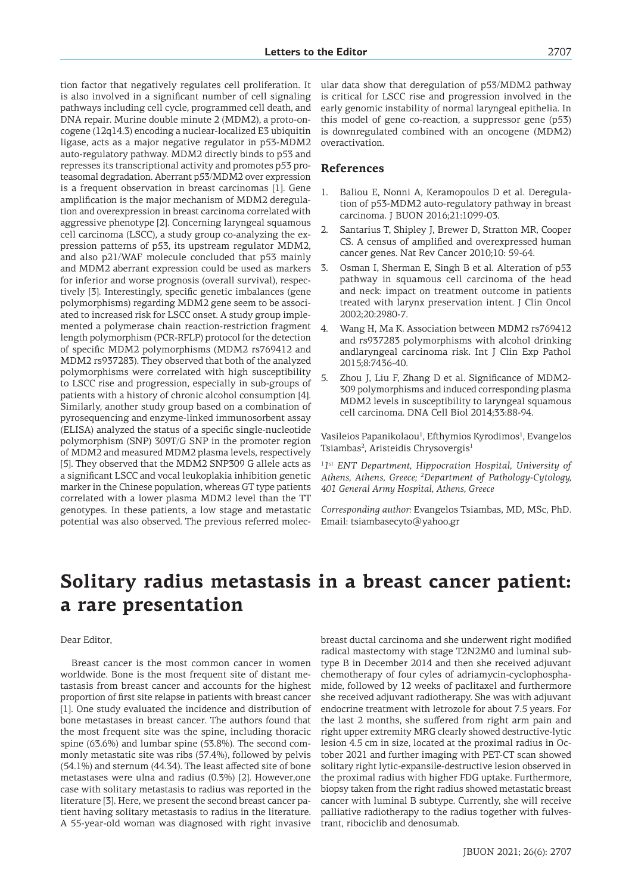tion factor that negatively regulates cell proliferation. It is also involved in a significant number of cell signaling pathways including cell cycle, programmed cell death, and DNA repair. Murine double minute 2 (MDM2), a proto-oncogene (12q14.3) encoding a nuclear-localized E3 ubiquitin ligase, acts as a major negative regulator in p53-MDM2 auto-regulatory pathway. MDM2 directly binds to p53 and represses its transcriptional activity and promotes p53 proteasomal degradation. Aberrant p53/MDM2 over expression is a frequent observation in breast carcinomas [1]. Gene amplification is the major mechanism of MDM2 deregulation and overexpression in breast carcinoma correlated with aggressive phenotype [2]. Concerning laryngeal squamous cell carcinoma (LSCC), a study group co-analyzing the expression patterns of p53, its upstream regulator MDM2, and also p21/WAF molecule concluded that p53 mainly and MDM2 aberrant expression could be used as markers for inferior and worse prognosis (overall survival), respectively [3]. Interestingly, specific genetic imbalances (gene polymorphisms) regarding MDM2 gene seem to be associated to increased risk for LSCC onset. A study group implemented a polymerase chain reaction-restriction fragment length polymorphism (PCR-RFLP) protocol for the detection of specific MDM2 polymorphisms (MDM2 rs769412 and MDM2 rs937283). They observed that both of the analyzed polymorphisms were correlated with high susceptibility to LSCC rise and progression, especially in sub-groups of patients with a history of chronic alcohol consumption [4]. Similarly, another study group based on a combination of pyrosequencing and enzyme-linked immunosorbent assay (ELISA) analyzed the status of a specific single-nucleotide polymorphism (SNP) 309T/G SNP in the promoter region of MDM2 and measured MDM2 plasma levels, respectively [5]. They observed that the MDM2 SNP309 G allele acts as a significant LSCC and vocal leukoplakia inhibition genetic marker in the Chinese population, whereas GT type patients correlated with a lower plasma MDM2 level than the TT genotypes. In these patients, a low stage and metastatic potential was also observed. The previous referred molecular data show that deregulation of p53/MDM2 pathway is critical for LSCC rise and progression involved in the early genomic instability of normal laryngeal epithelia. In this model of gene co-reaction, a suppressor gene (p53) is downregulated combined with an oncogene (MDM2) overactivation.

## References

1. Baliou E, Nonni A, Keramopoulos D et al. Deregulation of p53-MDM2 auto-regulatory pathway in breast carcinoma. J BUON 2016;21:1099-03.
2. Santarius T, Shipley J, Brewer D, Stratton MR, Cooper CS. A census of amplified and overexpressed human cancer genes. Nat Rev Cancer 2010;10: 59-64.
3. Osman I, Sherman E, Singh B et al. Alteration of p53 pathway in squamous cell carcinoma of the head and neck: impact on treatment outcome in patients treated with larynx preservation intent. J Clin Oncol 2002;20:2980-7.
4. Wang H, Ma K. Association between MDM2 rs769412 and rs937283 polymorphisms with alcohol drinking andlaryngeal carcinoma risk. Int J Clin Exp Pathol 2015;8:7436-40.
5. Zhou J, Liu F, Zhang D et al. Significance of MDM2-309 polymorphisms and induced corresponding plasma MDM2 levels in susceptibility to laryngeal squamous cell carcinoma. DNA Cell Biol 2014;33:88-94.

Vasileios Papanikolaou[1], Efthymios Kyrodimos[1], Evangelos Tsiambas[2], Aristeidis Chrysovergis[1]

*[1]1st ENT Department, Hippocration Hospital, University of Athens, Athens, Greece; [2]Department of Pathology-Cytology, 401 General Army Hospital, Athens, Greece*

*Corresponding author:* Evangelos Tsiambas, MD, MSc, PhD. Email: tsiambasecyto@yahoo.gr

# Solitary radius metastasis in a breast cancer patient: a rare presentation

Dear Editor,

Breast cancer is the most common cancer in women worldwide. Bone is the most frequent site of distant metastasis from breast cancer and accounts for the highest proportion of first site relapse in patients with breast cancer [1]. One study evaluated the incidence and distribution of bone metastases in breast cancer. The authors found that the most frequent site was the spine, including thoracic spine (63.6%) and lumbar spine (53.8%). The second commonly metastatic site was ribs (57.4%), followed by pelvis (54.1%) and sternum (44.34). The least affected site of bone metastases were ulna and radius (0.3%) [2]. However,one case with solitary metastasis to radius was reported in the literature [3]. Here, we present the second breast cancer patient having solitary metastasis to radius in the literature. A 55-year-old woman was diagnosed with right invasive breast ductal carcinoma and she underwent right modified radical mastectomy with stage T2N2M0 and luminal subtype B in December 2014 and then she received adjuvant chemotherapy of four cyles of adriamycin-cyclophosphamide, followed by 12 weeks of paclitaxel and furthermore she received adjuvant radiotherapy. She was with adjuvant endocrine treatment with letrozole for about 7.5 years. For the last 2 months, she suffered from right arm pain and right upper extremity MRG clearly showed destructive-lytic lesion 4.5 cm in size, located at the proximal radius in October 2021 and further imaging with PET-CT scan showed solitary right lytic-expansile-destructive lesion observed in the proximal radius with higher FDG uptake. Furthermore, biopsy taken from the right radius showed metastatic breast cancer with luminal B subtype. Currently, she will receive palliative radiotherapy to the radius together with fulvestrant, ribociclib and denosumab.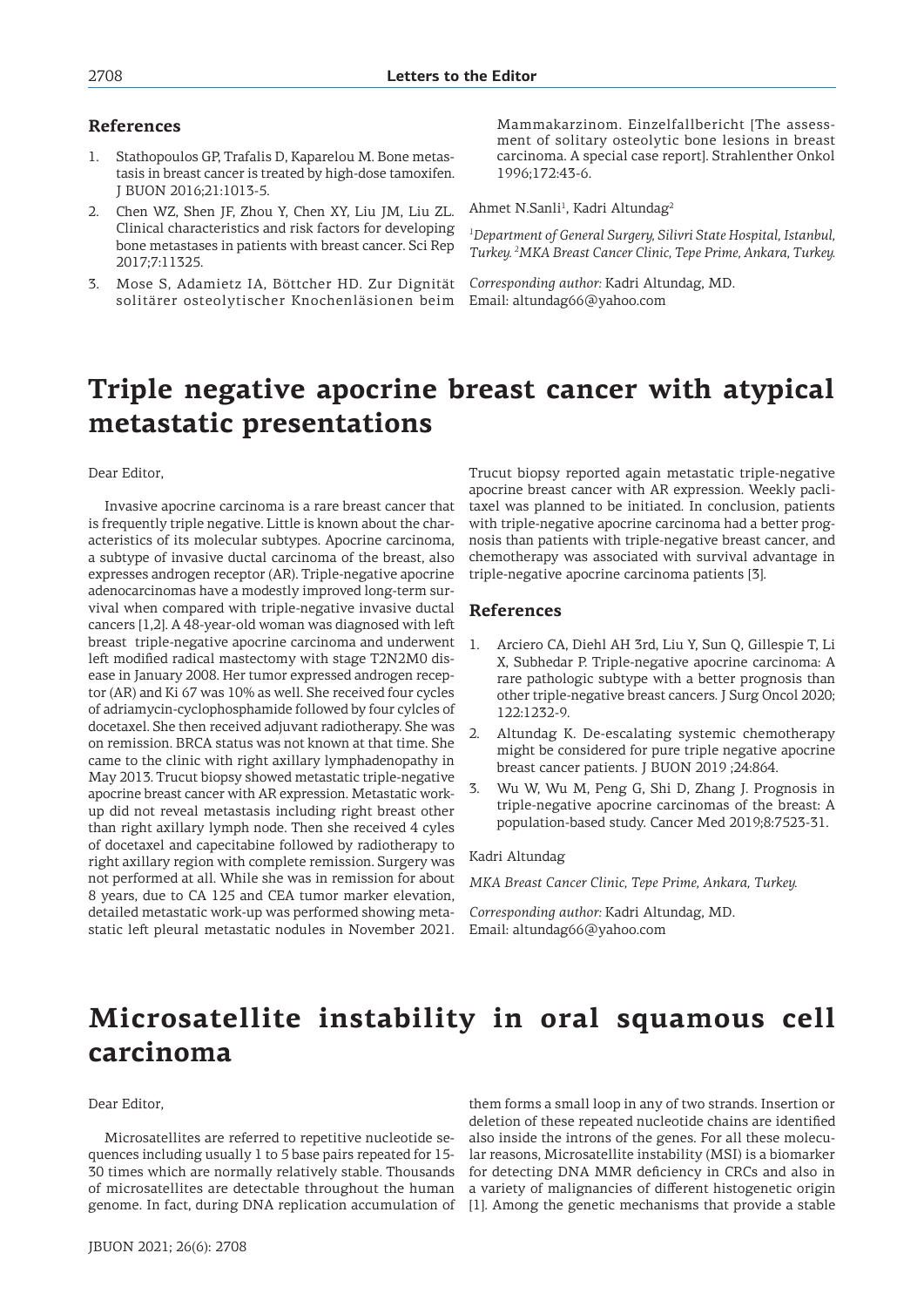## References

1. Stathopoulos GP, Trafalis D, Kaparelou M. Bone metastasis in breast cancer is treated by high-dose tamoxifen. J BUON 2016;21:1013-5.
2. Chen WZ, Shen JF, Zhou Y, Chen XY, Liu JM, Liu ZL. Clinical characteristics and risk factors for developing bone metastases in patients with breast cancer. Sci Rep 2017;7:11325.
3. Mose S, Adamietz IA, Böttcher HD. Zur Dignität solitärer osteolytischer Knochenläsionen beim Mammakarzinom. Einzelfallbericht [The assessment of solitary osteolytic bone lesions in breast carcinoma. A special case report]. Strahlenther Onkol 1996;172:43-6.

Ahmet N.Sanli[1], Kadri Altundag[2]

*[1]Department of General Surgery, Silivri State Hospital, Istanbul, Turkey. [2]MKA Breast Cancer Clinic, Tepe Prime, Ankara, Turkey.*

*Corresponding author:* Kadri Altundag, MD.
Email: altundag66@yahoo.com

# Triple negative apocrine breast cancer with atypical metastatic presentations

Dear Editor,

Invasive apocrine carcinoma is a rare breast cancer that is frequently triple negative. Little is known about the characteristics of its molecular subtypes. Apocrine carcinoma, a subtype of invasive ductal carcinoma of the breast, also expresses androgen receptor (AR). Triple-negative apocrine adenocarcinomas have a modestly improved long-term survival when compared with triple-negative invasive ductal cancers [1,2]. A 48-year-old woman was diagnosed with left breast triple-negative apocrine carcinoma and underwent left modified radical mastectomy with stage T2N2M0 disease in January 2008. Her tumor expressed androgen receptor (AR) and Ki 67 was 10% as well. She received four cycles of adriamycin-cyclophosphamide followed by four cylcles of docetaxel. She then received adjuvant radiotherapy. She was on remission. BRCA status was not known at that time. She came to the clinic with right axillary lymphadenopathy in May 2013. Trucut biopsy showed metastatic triple-negative apocrine breast cancer with AR expression. Metastatic workup did not reveal metastasis including right breast other than right axillary lymph node. Then she received 4 cyles of docetaxel and capecitabine followed by radiotherapy to right axillary region with complete remission. Surgery was not performed at all. While she was in remission for about 8 years, due to CA 125 and CEA tumor marker elevation, detailed metastatic work-up was performed showing metastatic left pleural metastatic nodules in November 2021. Trucut biopsy reported again metastatic triple-negative apocrine breast cancer with AR expression. Weekly paclitaxel was planned to be initiated. In conclusion, patients with triple-negative apocrine carcinoma had a better prognosis than patients with triple-negative breast cancer, and chemotherapy was associated with survival advantage in triple-negative apocrine carcinoma patients [3].

## References

1. Arciero CA, Diehl AH 3rd, Liu Y, Sun Q, Gillespie T, Li X, Subhedar P. Triple-negative apocrine carcinoma: A rare pathologic subtype with a better prognosis than other triple-negative breast cancers. J Surg Oncol 2020; 122:1232-9.
2. Altundag K. De-escalating systemic chemotherapy might be considered for pure triple negative apocrine breast cancer patients. J BUON 2019 ;24:864.
3. Wu W, Wu M, Peng G, Shi D, Zhang J. Prognosis in triple-negative apocrine carcinomas of the breast: A population-based study. Cancer Med 2019;8:7523-31.

Kadri Altundag

*MKA Breast Cancer Clinic, Tepe Prime, Ankara, Turkey.*

*Corresponding author:* Kadri Altundag, MD.
Email: altundag66@yahoo.com

# Microsatellite instability in oral squamous cell carcinoma

Dear Editor,

Microsatellites are referred to repetitive nucleotide sequences including usually 1 to 5 base pairs repeated for 15-30 times which are normally relatively stable. Thousands of microsatellites are detectable throughout the human genome. In fact, during DNA replication accumulation of them forms a small loop in any of two strands. Insertion or deletion of these repeated nucleotide chains are identified also inside the introns of the genes. For all these molecular reasons, Microsatellite instability (MSI) is a biomarker for detecting DNA MMR deficiency in CRCs and also in a variety of malignancies of different histogenetic origin [1]. Among the genetic mechanisms that provide a stable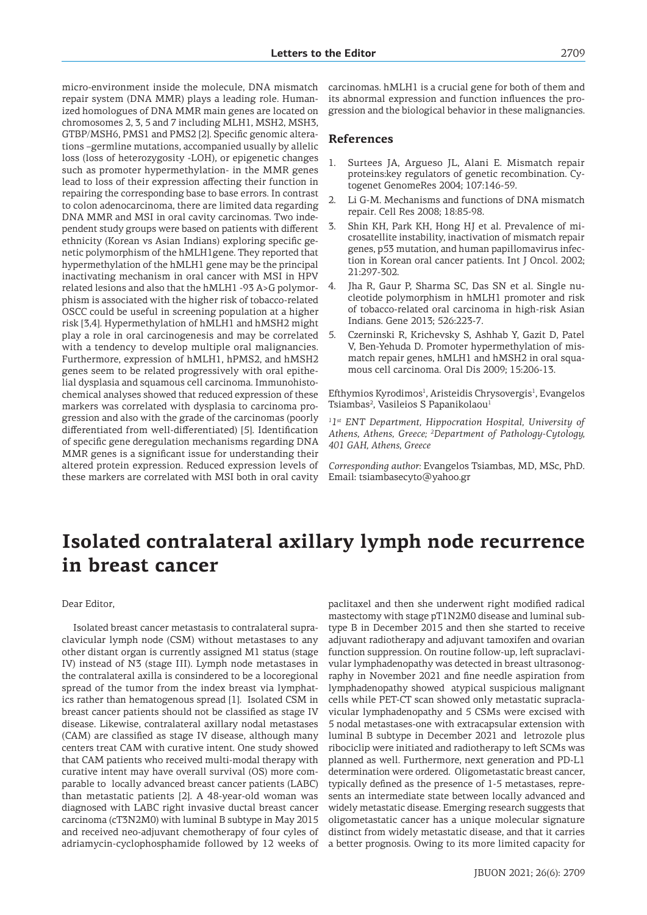micro-environment inside the molecule, DNA mismatch repair system (DNA MMR) plays a leading role. Humanized homologues of DNA MMR main genes are located on chromosomes 2, 3, 5 and 7 including MLH1, MSH2, MSH3, GTBP/MSH6, PMS1 and PMS2 [2]. Specific genomic alterations –germline mutations, accompanied usually by allelic loss (loss of heterozygosity -LOH), or epigenetic changes such as promoter hypermethylation- in the MMR genes lead to loss of their expression affecting their function in repairing the corresponding base to base errors. In contrast to colon adenocarcinoma, there are limited data regarding DNA MMR and MSI in oral cavity carcinomas. Two independent study groups were based on patients with different ethnicity (Korean vs Asian Indians) exploring specific genetic polymorphism of the hMLH1gene. They reported that hypermethylation of the hMLH1 gene may be the principal inactivating mechanism in oral cancer with MSI in HPV related lesions and also that the hMLH1 -93 A>G polymorphism is associated with the higher risk of tobacco-related OSCC could be useful in screening population at a higher risk [3,4]. Hypermethylation of hMLH1 and hMSH2 might play a role in oral carcinogenesis and may be correlated with a tendency to develop multiple oral malignancies. Furthermore, expression of hMLH1, hPMS2, and hMSH2 genes seem to be related progressively with oral epithelial dysplasia and squamous cell carcinoma. Immunohistochemical analyses showed that reduced expression of these markers was correlated with dysplasia to carcinoma progression and also with the grade of the carcinomas (poorly differentiated from well-differentiated) [5]. Identification of specific gene deregulation mechanisms regarding DNA MMR genes is a significant issue for understanding their altered protein expression. Reduced expression levels of these markers are correlated with MSI both in oral cavity carcinomas. hMLH1 is a crucial gene for both of them and its abnormal expression and function influences the progression and the biological behavior in these malignancies.

### References

1. Surtees JA, Argueso JL, Alani E. Mismatch repair proteins:key regulators of genetic recombination. Cytogenet GenomeRes 2004; 107:146-59.
2. Li G-M. Mechanisms and functions of DNA mismatch repair. Cell Res 2008; 18:85-98.
3. Shin KH, Park KH, Hong HJ et al. Prevalence of microsatellite instability, inactivation of mismatch repair genes, p53 mutation, and human papillomavirus infection in Korean oral cancer patients. Int J Oncol. 2002; 21:297-302.
4. Jha R, Gaur P, Sharma SC, Das SN et al. Single nucleotide polymorphism in hMLH1 promoter and risk of tobacco-related oral carcinoma in high-risk Asian Indians. Gene 2013; 526:223-7.
5. Czerninski R, Krichevsky S, Ashhab Y, Gazit D, Patel V, Ben-Yehuda D. Promoter hypermethylation of mismatch repair genes, hMLH1 and hMSH2 in oral squamous cell carcinoma. Oral Dis 2009; 15:206-13.

Efthymios Kyrodimos[1], Aristeidis Chrysovergis[1], Evangelos Tsiambas[2], Vasileios S Papanikolaou[1]

*[1]1st ENT Department, Hippocration Hospital, University of Athens, Athens, Greece; [2]Department of Pathology-Cytology, 401 GAH, Athens, Greece*

*Corresponding author:* Evangelos Tsiambas, MD, MSc, PhD. Email: tsiambasecyto@yahoo.gr

# Isolated contralateral axillary lymph node recurrence in breast cancer

Dear Editor,

Isolated breast cancer metastasis to contralateral supraclavicular lymph node (CSM) without metastases to any other distant organ is currently assigned M1 status (stage IV) instead of N3 (stage III). Lymph node metastases in the contralateral axilla is consindered to be a locoregional spread of the tumor from the index breast via lymphatics rather than hematogenous spread [1]. Isolated CSM in breast cancer patients should not be classified as stage IV disease. Likewise, contralateral axillary nodal metastases (CAM) are classified as stage IV disease, although many centers treat CAM with curative intent. One study showed that CAM patients who received multi-modal therapy with curative intent may have overall survival (OS) more comparable to locally advanced breast cancer patients (LABC) than metastatic patients [2]. A 48-year-old woman was diagnosed with LABC right invasive ductal breast cancer carcinoma (cT3N2M0) with luminal B subtype in May 2015 and received neo-adjuvant chemotherapy of four cyles of adriamycin-cyclophosphamide followed by 12 weeks of paclitaxel and then she underwent right modified radical mastectomy with stage pT1N2M0 disease and luminal subtype B in December 2015 and then she started to receive adjuvant radiotherapy and adjuvant tamoxifen and ovarian function suppression. On routine follow-up, left supraclavivular lymphadenopathy was detected in breast ultrasonography in November 2021 and fine needle aspiration from lymphadenopathy showed atypical suspicious malignant cells while PET-CT scan showed only metastatic supraclavicular lymphadenopathy and 5 CSMs were excised with 5 nodal metastases-one with extracapsular extension with luminal B subtype in December 2021 and letrozole plus ribociclip were initiated and radiotherapy to left SCMs was planned as well. Furthermore, next generation and PD-L1 determination were ordered. Oligometastatic breast cancer, typically defined as the presence of 1-5 metastases, represents an intermediate state between locally advanced and widely metastatic disease. Emerging research suggests that oligometastatic cancer has a unique molecular signature distinct from widely metastatic disease, and that it carries a better prognosis. Owing to its more limited capacity for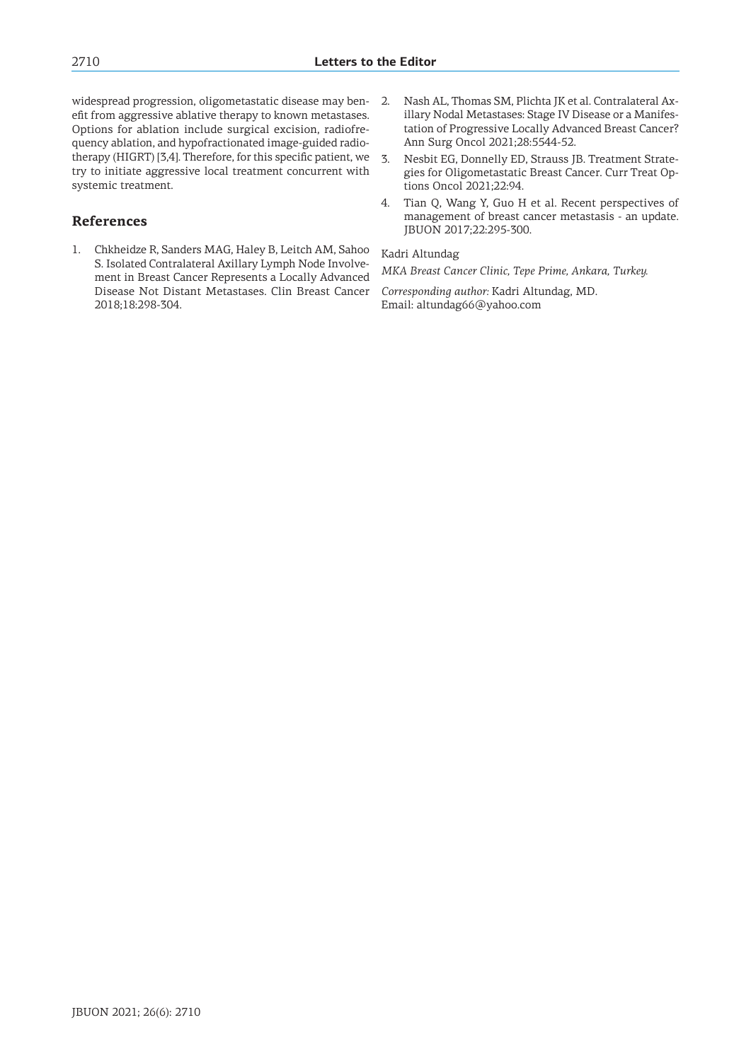widespread progression, oligometastatic disease may benefit from aggressive ablative therapy to known metastases. Options for ablation include surgical excision, radiofrequency ablation, and hypofractionated image-guided radiotherapy (HIGRT) [3,4]. Therefore, for this specific patient, we try to initiate aggressive local treatment concurrent with systemic treatment.

## References

1. Chkheidze R, Sanders MAG, Haley B, Leitch AM, Sahoo S. Isolated Contralateral Axillary Lymph Node Involvement in Breast Cancer Represents a Locally Advanced Disease Not Distant Metastases. Clin Breast Cancer 2018;18:298-304.
2. Nash AL, Thomas SM, Plichta JK et al. Contralateral Axillary Nodal Metastases: Stage IV Disease or a Manifestation of Progressive Locally Advanced Breast Cancer? Ann Surg Oncol 2021;28:5544-52.
3. Nesbit EG, Donnelly ED, Strauss JB. Treatment Strategies for Oligometastatic Breast Cancer. Curr Treat Options Oncol 2021;22:94.
4. Tian Q, Wang Y, Guo H et al. Recent perspectives of management of breast cancer metastasis - an update. JBUON 2017;22:295-300.

Kadri Altundag

*MKA Breast Cancer Clinic, Tepe Prime, Ankara, Turkey.*

*Corresponding author:* Kadri Altundag, MD.
Email: altundag66@yahoo.com